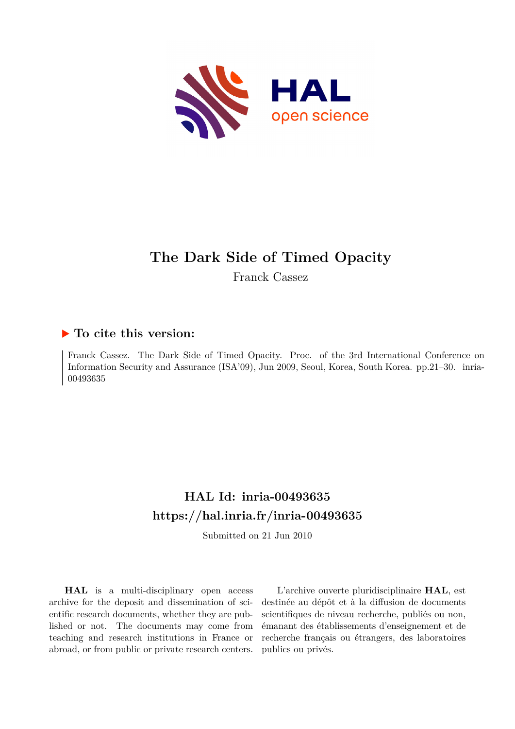# The Dark Side of Timed Opacity

Franck Cassez

## ▶ To cite this version:

Franck Cassez. The Dark Side of Timed Opacity. Proc. of the 3rd International Conference on Information Security and Assurance (ISA'09), Jun 2009, Seoul, Korea, South Korea. pp.21–30. inria-00493635

## HAL Id: inria-00493635

## https://hal.inria.fr/inria-00493635

Submitted on 21 Jun 2010

**HAL** is a multi-disciplinary open access archive for the deposit and dissemination of scientific research documents, whether they are published or not. The documents may come from teaching and research institutions in France or abroad, or from public or private research centers.

L'archive ouverte pluridisciplinaire **HAL**, est destinée au dépôt et à la diffusion de documents scientifiques de niveau recherche, publiés ou non, émanant des établissements d'enseignement et de recherche français ou étrangers, des laboratoires publics ou privés.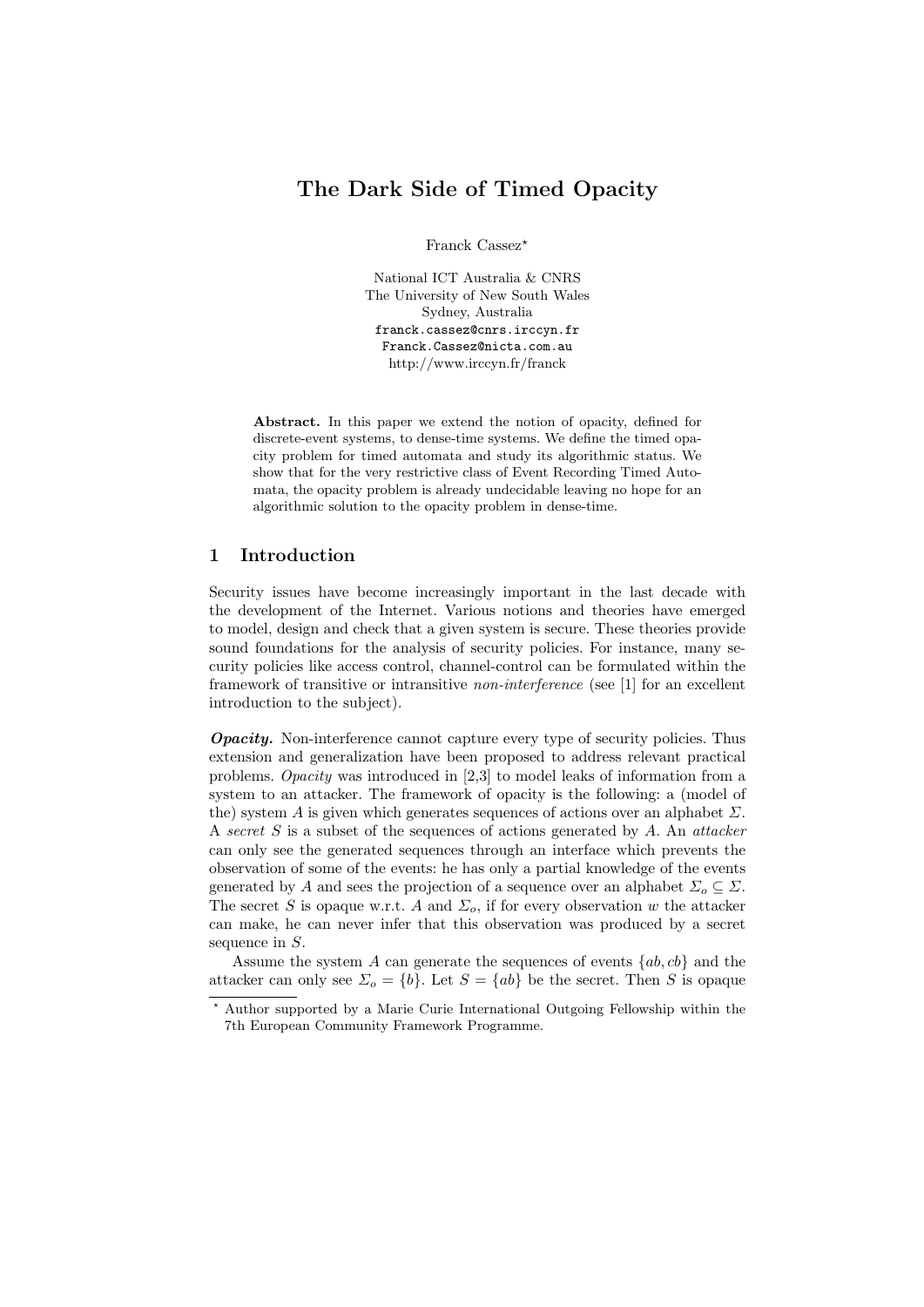# The Dark Side of Timed Opacity

Franck Cassez*

National ICT Australia & CNRS
The University of New South Wales
Sydney, Australia
franck.cassez@cnrs.irccyn.fr
Franck.Cassez@nicta.com.au
http://www.irccyn.fr/franck

**Abstract.** In this paper we extend the notion of opacity, defined for discrete-event systems, to dense-time systems. We define the timed opacity problem for timed automata and study its algorithmic status. We show that for the very restrictive class of Event Recording Timed Automata, the opacity problem is already undecidable leaving no hope for an algorithmic solution to the opacity problem in dense-time.

## 1 Introduction

Security issues have become increasingly important in the last decade with the development of the Internet. Various notions and theories have emerged to model, design and check that a given system is secure. These theories provide sound foundations for the analysis of security policies. For instance, many security policies like access control, channel-control can be formulated within the framework of transitive or intransitive *non-interference* (see [1] for an excellent introduction to the subject).

***Opacity.*** Non-interference cannot capture every type of security policies. Thus extension and generalization have been proposed to address relevant practical problems. *Opacity* was introduced in [2,3] to model leaks of information from a system to an attacker. The framework of opacity is the following: a (model of the) system $A$ is given which generates sequences of actions over an alphabet $\Sigma$. A *secret* $S$ is a subset of the sequences of actions generated by $A$. An *attacker* can only see the generated sequences through an interface which prevents the observation of some of the events: he has only a partial knowledge of the events generated by $A$ and sees the projection of a sequence over an alphabet $\Sigma_o \subseteq \Sigma$. The secret $S$ is opaque w.r.t. $A$ and $\Sigma_o$, if for every observation $w$ the attacker can make, he can never infer that this observation was produced by a secret sequence in $S$.

Assume the system $A$ can generate the sequences of events $\{ab, cb\}$ and the attacker can only see $\Sigma_o = \{b\}$. Let $S = \{ab\}$ be the secret. Then $S$ is opaque

* Author supported by a Marie Curie International Outgoing Fellowship within the 7th European Community Framework Programme.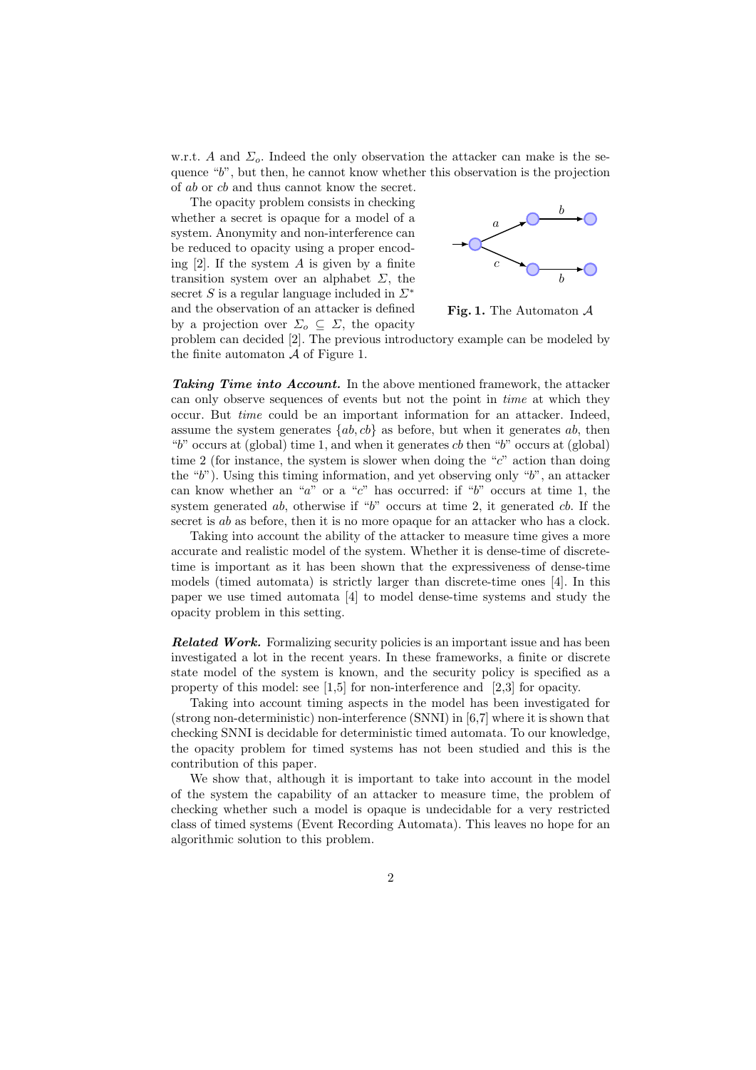w.r.t. $A$ and $\Sigma_o$. Indeed the only observation the attacker can make is the sequence "$b$", but then, he cannot know whether this observation is the projection of $ab$ or $cb$ and thus cannot know the secret.

The opacity problem consists in checking whether a secret is opaque for a model of a system. Anonymity and non-interference can be reduced to opacity using a proper encoding [2]. If the system $A$ is given by a finite transition system over an alphabet $\Sigma$, the secret $S$ is a regular language included in $\Sigma^*$ and the observation of an attacker is defined by a projection over $\Sigma_o \subseteq \Sigma$, the opacity problem can decided [2]. The previous introductory example can be modeled by the finite automaton $\mathcal{A}$ of Figure 1.

**Fig. 1.** The Automaton $\mathcal{A}$

***Taking Time into Account.*** In the above mentioned framework, the attacker can only observe sequences of events but not the point in *time* at which they occur. But *time* could be an important information for an attacker. Indeed, assume the system generates $\{ab, cb\}$ as before, but when it generates $ab$, then "$b$" occurs at (global) time 1, and when it generates $cb$ then "$b$" occurs at (global) time 2 (for instance, the system is slower when doing the "$c$" action than doing the "$b$"). Using this timing information, and yet observing only "$b$", an attacker can know whether an "$a$" or a "$c$" has occurred: if "$b$" occurs at time 1, the system generated $ab$, otherwise if "$b$" occurs at time 2, it generated $cb$. If the secret is $ab$ as before, then it is no more opaque for an attacker who has a clock.

Taking into account the ability of the attacker to measure time gives a more accurate and realistic model of the system. Whether it is dense-time of discrete-time is important as it has been shown that the expressiveness of dense-time models (timed automata) is strictly larger than discrete-time ones [4]. In this paper we use timed automata [4] to model dense-time systems and study the opacity problem in this setting.

***Related Work.*** Formalizing security policies is an important issue and has been investigated a lot in the recent years. In these frameworks, a finite or discrete state model of the system is known, and the security policy is specified as a property of this model: see [1,5] for non-interference and [2,3] for opacity.

Taking into account timing aspects in the model has been investigated for (strong non-deterministic) non-interference (SNNI) in [6,7] where it is shown that checking SNNI is decidable for deterministic timed automata. To our knowledge, the opacity problem for timed systems has not been studied and this is the contribution of this paper.

We show that, although it is important to take into account in the model of the system the capability of an attacker to measure time, the problem of checking whether such a model is opaque is undecidable for a very restricted class of timed systems (Event Recording Automata). This leaves no hope for an algorithmic solution to this problem.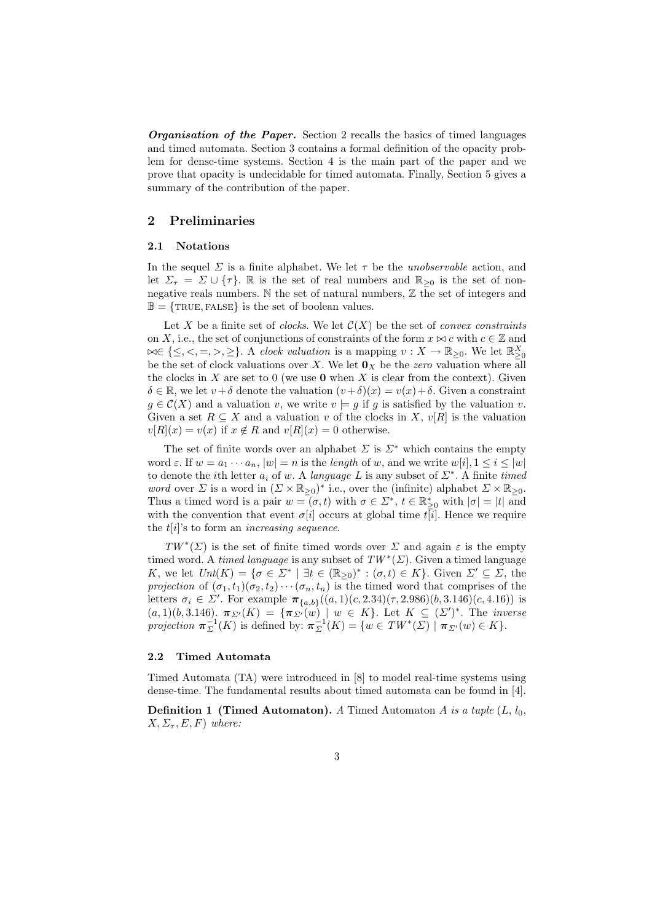***Organisation of the Paper.*** Section 2 recalls the basics of timed languages and timed automata. Section 3 contains a formal definition of the opacity problem for dense-time systems. Section 4 is the main part of the paper and we prove that opacity is undecidable for timed automata. Finally, Section 5 gives a summary of the contribution of the paper.

## 2 Preliminaries

### 2.1 Notations

In the sequel $\Sigma$ is a finite alphabet. We let $\tau$ be the *unobservable* action, and let $\Sigma_\tau = \Sigma \cup \{\tau\}$. $\mathbb{R}$ is the set of real numbers and $\mathbb{R}_{\geq 0}$ is the set of non-negative reals numbers. $\mathbb{N}$ the set of natural numbers, $\mathbb{Z}$ the set of integers and $\mathbb{B} = \{\text{TRUE}, \text{FALSE}\}$ is the set of boolean values.

Let $X$ be a finite set of *clocks*. We let $\mathcal{C}(X)$ be the set of *convex constraints* on $X$, i.e., the set of conjunctions of constraints of the form $x \bowtie c$ with $c \in \mathbb{Z}$ and $\bowtie \in \{\leq, <, =, >, \geq\}$. A *clock valuation* is a mapping $v : X \to \mathbb{R}_{\geq 0}$. We let $\mathbb{R}^X_{\geq 0}$ be the set of clock valuations over $X$. We let $\mathbf{0}_X$ be the *zero* valuation where all the clocks in $X$ are set to 0 (we use $\mathbf{0}$ when $X$ is clear from the context). Given $\delta \in \mathbb{R}$, we let $v + \delta$ denote the valuation $(v+\delta)(x) = v(x) + \delta$. Given a constraint $g \in \mathcal{C}(X)$ and a valuation $v$, we write $v \models g$ if $g$ is satisfied by the valuation $v$. Given a set $R \subseteq X$ and a valuation $v$ of the clocks in $X$, $v[R]$ is the valuation $v[R](x) = v(x)$ if $x \notin R$ and $v[R](x) = 0$ otherwise.

The set of finite words over an alphabet $\Sigma$ is $\Sigma^*$ which contains the empty word $\varepsilon$. If $w = a_1 \cdots a_n$, $|w| = n$ is the *length* of $w$, and we write $w[i], 1 \leq i \leq |w|$ to denote the $i$th letter $a_i$ of $w$. A *language* $L$ is any subset of $\Sigma^*$. A finite *timed word* over $\Sigma$ is a word in $(\Sigma \times \mathbb{R}_{\geq 0})^*$ i.e., over the (infinite) alphabet $\Sigma \times \mathbb{R}_{\geq 0}$. Thus a timed word is a pair $w = (\sigma, t)$ with $\sigma \in \Sigma^*$, $t \in \mathbb{R}^*_{\geq 0}$ with $|\sigma| = |t|$ and with the convention that event $\sigma[i]$ occurs at global time $t[i]$. Hence we require the $t[i]$'s to form an *increasing sequence*.

$TW^*(\Sigma)$ is the set of finite timed words over $\Sigma$ and again $\varepsilon$ is the empty timed word. A *timed language* is any subset of $TW^*(\Sigma)$. Given a timed language $K$, we let $Unt(K) = \{\sigma \in \Sigma^* \mid \exists t \in (\mathbb{R}_{\geq 0})^* : (\sigma, t) \in K\}$. Given $\Sigma' \subseteq \Sigma$, the *projection* of $(\sigma_1, t_1)(\sigma_2, t_2) \cdots (\sigma_n, t_n)$ is the timed word that comprises of the letters $\sigma_i \in \Sigma'$. For example $\boldsymbol{\pi}_{\{a,b\}}((a,1)(c,2.34)(\tau,2.986)(b,3.146)(c,4.16))$ is $(a,1)(b,3.146)$. $\boldsymbol{\pi}_{\Sigma'}(K) = \{\boldsymbol{\pi}_{\Sigma'}(w) \mid w \in K\}$. Let $K \subseteq (\Sigma')^*$. The *inverse projection* $\boldsymbol{\pi}^{-1}_{\Sigma}(K)$ is defined by: $\boldsymbol{\pi}^{-1}_{\Sigma}(K) = \{w \in TW^*(\Sigma) \mid \boldsymbol{\pi}_{\Sigma'}(w) \in K\}$.

### 2.2 Timed Automata

Timed Automata (TA) were introduced in [8] to model real-time systems using dense-time. The fundamental results about timed automata can be found in [4].

**Definition 1 (Timed Automaton).** *A Timed Automaton $A$ is a tuple $(L, l_0, X, \Sigma_\tau, E, F)$ where:*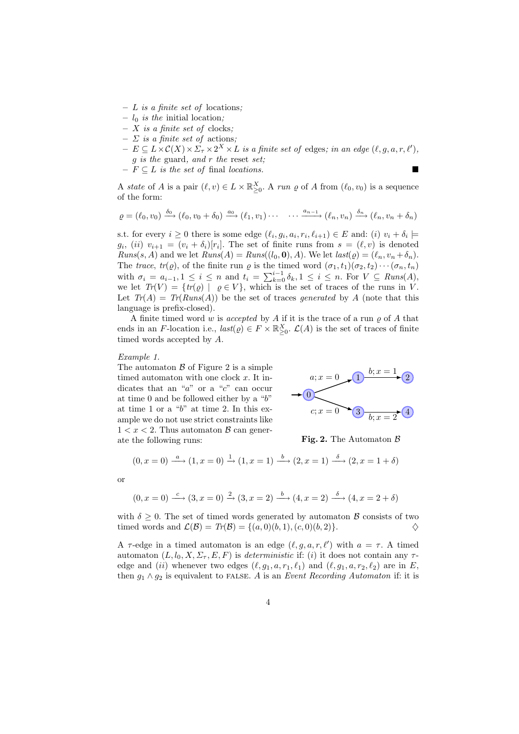- $L$ *is a finite set of* locations*;*
- $l_0$ *is the* initial location*;*
- $X$ *is a finite set of* clocks*;*
- $\Sigma$ *is a finite set of* actions*;*
- $E \subseteq L \times \mathcal{C}(X) \times \Sigma_\tau \times 2^X \times L$ *is a finite set of* edges*; in an edge* $(\ell, g, a, r, \ell')$*, $g$ is the* guard*, and $r$ the* reset *set;*
- $F \subseteq L$ *is the set of* final *locations.* ■

A *state* of $A$ is a pair $(\ell, v) \in L \times \mathbb{R}^X_{\geq 0}$. A *run* $\varrho$ of $A$ from $(\ell_0, v_0)$ is a sequence of the form:

$$\varrho = (\ell_0, v_0) \xrightarrow{\delta_0} (\ell_0, v_0 + \delta_0) \xrightarrow{a_0} (\ell_1, v_1) \cdots \quad \cdots \xrightarrow{a_{n-1}} (\ell_n, v_n) \xrightarrow{\delta_n} (\ell_n, v_n + \delta_n)$$

s.t. for every $i \geq 0$ there is some edge $(\ell_i, g_i, a_i, r_i, \ell_{i+1}) \in E$ and: $(i)$ $v_i + \delta_i \models g_i$, $(ii)$ $v_{i+1} = (v_i + \delta_i)[r_i]$. The set of finite runs from $s = (\ell, v)$ is denoted $Runs(s, A)$ and we let $Runs(A) = Runs((l_0, \mathbf{0}), A)$. We let $last(\varrho) = (\ell_n, v_n + \delta_n)$. The *trace*, $tr(\varrho)$, of the finite run $\varrho$ is the timed word $(\sigma_1, t_1)(\sigma_2, t_2) \cdots (\sigma_n, t_n)$ with $\sigma_i = a_{i-1}, 1 \leq i \leq n$ and $t_i = \sum_{k=0}^{i-1} \delta_k, 1 \leq i \leq n$. For $V \subseteq Runs(A)$, we let $Tr(V) = \{tr(\varrho) \mid \varrho \in V\}$, which is the set of traces of the runs in $V$. Let $Tr(A) = Tr(Runs(A))$ be the set of traces *generated* by $A$ (note that this language is prefix-closed).

A finite timed word $w$ is *accepted* by $A$ if it is the trace of a run $\varrho$ of $A$ that ends in an $F$-location i.e., $last(\varrho) \in F \times \mathbb{R}^X_{\geq 0}$. $\mathcal{L}(A)$ is the set of traces of finite timed words accepted by $A$.

*Example 1.*
The automaton $\mathcal{B}$ of Figure 2 is a simple timed automaton with one clock $x$. It indicates that an "$a$" or a "$c$" can occur at time 0 and be followed either by a "$b$" at time 1 or a "$b$" at time 2. In this example we do not use strict constraints like $1 < x < 2$. Thus automaton $\mathcal{B}$ can generate the following runs:

**Fig. 2.** The Automaton $\mathcal{B}$

$$(0, x = 0) \xrightarrow{a} (1, x = 0) \xrightarrow{1} (1, x = 1) \xrightarrow{b} (2, x = 1) \xrightarrow{\delta} (2, x = 1 + \delta)$$

or

$$(0, x = 0) \xrightarrow{c} (3, x = 0) \xrightarrow{2} (3, x = 2) \xrightarrow{b} (4, x = 2) \xrightarrow{\delta} (4, x = 2 + \delta)$$

with $\delta \geq 0$. The set of timed words generated by automaton $\mathcal{B}$ consists of two timed words and $\mathcal{L}(\mathcal{B}) = Tr(\mathcal{B}) = \{(a, 0)(b, 1), (c, 0)(b, 2)\}$. ♢

A $\tau$-edge in a timed automaton is an edge $(\ell, g, a, r, \ell')$ with $a = \tau$. A timed automaton $(L, l_0, X, \Sigma_\tau, E, F)$ is *deterministic* if: $(i)$ it does not contain any $\tau$-edge and $(ii)$ whenever two edges $(\ell, g_1, a, r_1, \ell_1)$ and $(\ell, g_1, a, r_2, \ell_2)$ are in $E$, then $g_1 \wedge g_2$ is equivalent to FALSE. $A$ is an *Event Recording Automaton* if: it is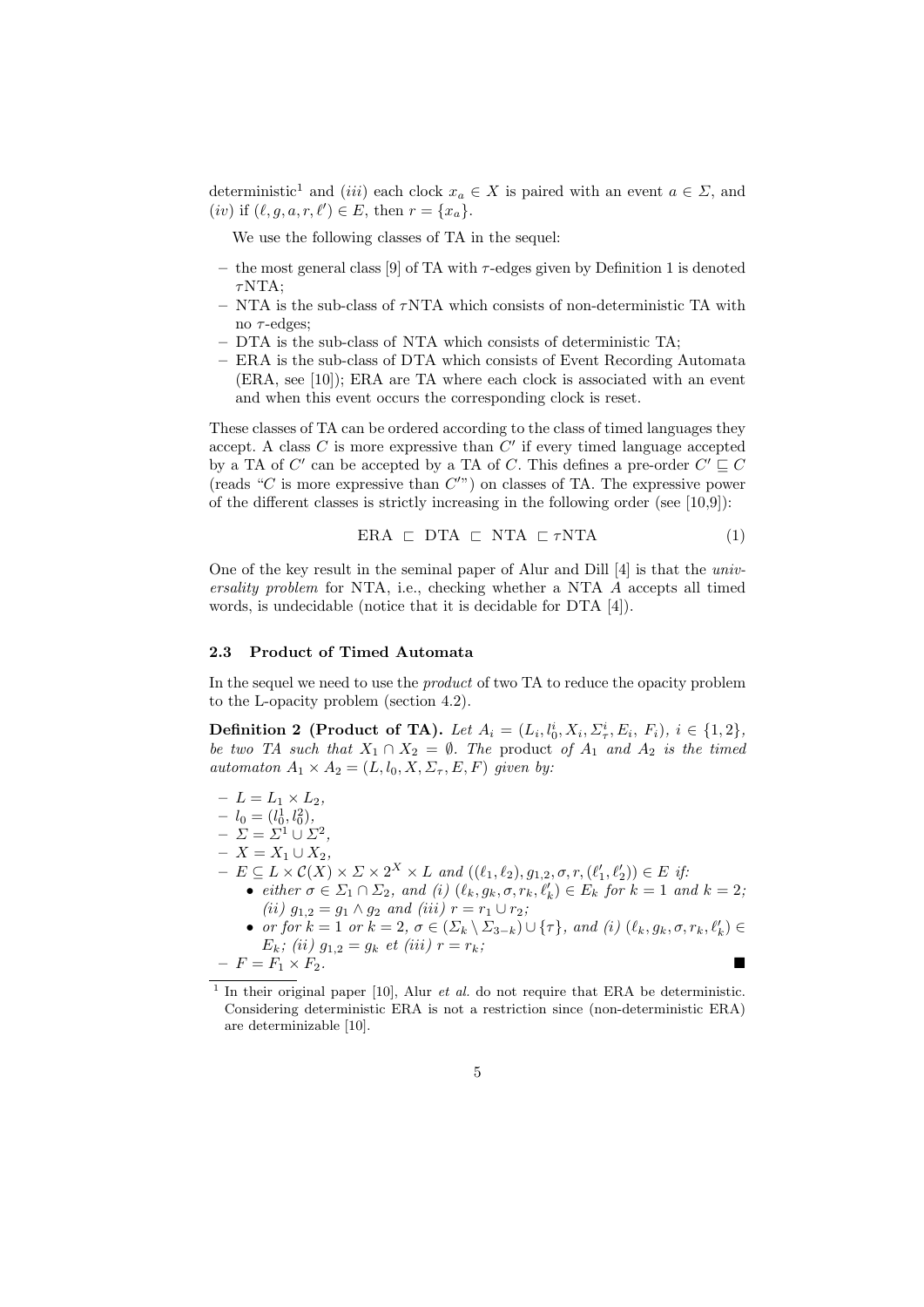deterministic[1] and (*iii*) each clock $x_a \in X$ is paired with an event $a \in \Sigma$, and (*iv*) if $(\ell, g, a, r, \ell') \in E$, then $r = \{x_a\}$.

We use the following classes of TA in the sequel:

- the most general class [9] of TA with $\tau$-edges given by Definition 1 is denoted $\tau$NTA;
- NTA is the sub-class of $\tau$NTA which consists of non-deterministic TA with no $\tau$-edges;
- DTA is the sub-class of NTA which consists of deterministic TA;
- ERA is the sub-class of DTA which consists of Event Recording Automata (ERA, see [10]); ERA are TA where each clock is associated with an event and when this event occurs the corresponding clock is reset.

These classes of TA can be ordered according to the class of timed languages they accept. A class $C$ is more expressive than $C'$ if every timed language accepted by a TA of $C'$ can be accepted by a TA of $C$. This defines a pre-order $C' \sqsubseteq C$ (reads "$C$ is more expressive than $C'$") on classes of TA. The expressive power of the different classes is strictly increasing in the following order (see [10,9]):

$$\text{ERA} \sqsubset \text{DTA} \sqsubset \text{NTA} \sqsubset \tau\text{NTA} \tag{1}$$

One of the key result in the seminal paper of Alur and Dill [4] is that the *universality problem* for NTA, i.e., checking whether a NTA $A$ accepts all timed words, is undecidable (notice that it is decidable for DTA [4]).

### 2.3 Product of Timed Automata

In the sequel we need to use the *product* of two TA to reduce the opacity problem to the L-opacity problem (section 4.2).

**Definition 2 (Product of TA).** *Let $A_i = (L_i, l_0^i, X_i, \Sigma_\tau^i, E_i, F_i)$, $i \in \{1, 2\}$, be two TA such that $X_1 \cap X_2 = \emptyset$. The* product *of $A_1$ and $A_2$ is the timed automaton $A_1 \times A_2 = (L, l_0, X, \Sigma_\tau, E, F)$ given by:*

- $L = L_1 \times L_2$,
- $l_0 = (l_0^1, l_0^2)$,
- $\Sigma = \Sigma^1 \cup \Sigma^2$,
- $X = X_1 \cup X_2$,
- $E \subseteq L \times \mathcal{C}(X) \times \Sigma \times 2^X \times L$ *and* $((\ell_1, \ell_2), g_{1,2}, \sigma, r, (\ell_1', \ell_2')) \in E$ *if:*
  - *either* $\sigma \in \Sigma_1 \cap \Sigma_2$, *and (i)* $(\ell_k, g_k, \sigma, r_k, \ell_k') \in E_k$ *for* $k = 1$ *and* $k = 2$*; (ii)* $g_{1,2} = g_1 \wedge g_2$ *and (iii)* $r = r_1 \cup r_2$*;*
  - *or for* $k = 1$ *or* $k = 2$, $\sigma \in (\Sigma_k \setminus \Sigma_{3-k}) \cup \{\tau\}$, *and (i)* $(\ell_k, g_k, \sigma, r_k, \ell_k') \in E_k$*; (ii)* $g_{1,2} = g_k$ *et (iii)* $r = r_k$*;*
- $F = F_1 \times F_2$. ■

[1] In their original paper [10], Alur *et al.* do not require that ERA be deterministic. Considering deterministic ERA is not a restriction since (non-deterministic ERA) are determinizable [10].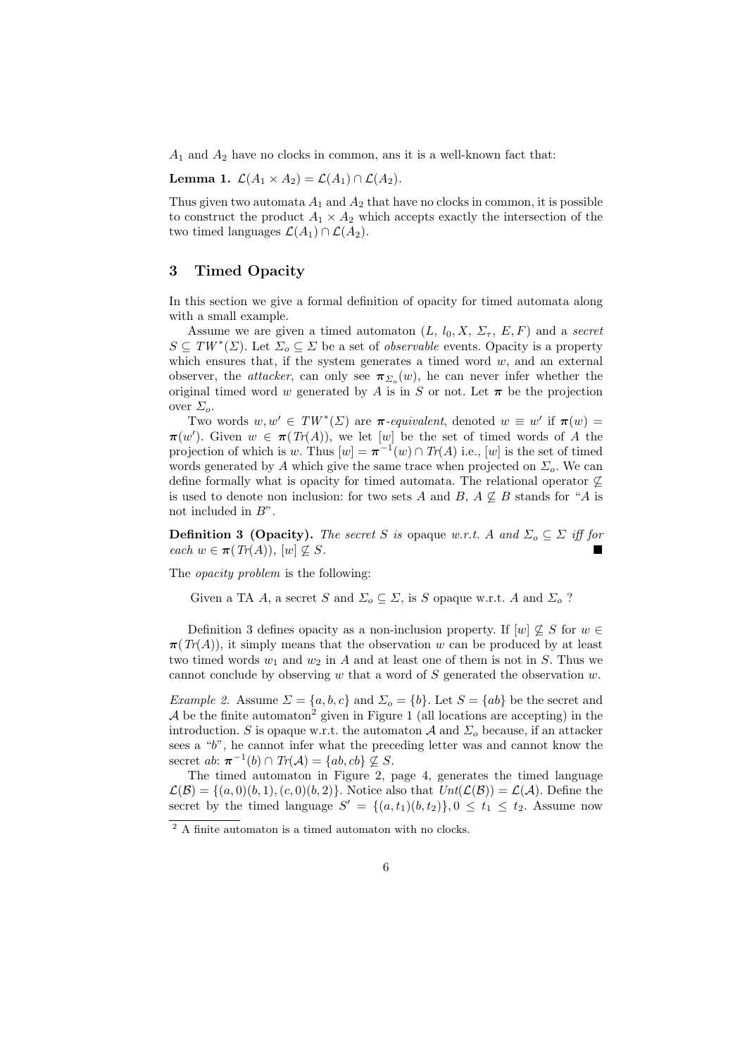$A_1$ and $A_2$ have no clocks in common, ans it is a well-known fact that:

**Lemma 1.** $\mathcal{L}(A_1 \times A_2) = \mathcal{L}(A_1) \cap \mathcal{L}(A_2)$.

Thus given two automata $A_1$ and $A_2$ that have no clocks in common, it is possible to construct the product $A_1 \times A_2$ which accepts exactly the intersection of the two timed languages $\mathcal{L}(A_1) \cap \mathcal{L}(A_2)$.

## 3 Timed Opacity

In this section we give a formal definition of opacity for timed automata along with a small example.

Assume we are given a timed automaton $(L, l_0, X, \Sigma_\tau, E, F)$ and a *secret* $S \subseteq TW^*(\Sigma)$. Let $\Sigma_o \subseteq \Sigma$ be a set of *observable* events. Opacity is a property which ensures that, if the system generates a timed word $w$, and an external observer, the *attacker*, can only see $\boldsymbol{\pi}_{\Sigma_o}(w)$, he can never infer whether the original timed word $w$ generated by $A$ is in $S$ or not. Let $\boldsymbol{\pi}$ be the projection over $\Sigma_o$.

Two words $w, w' \in TW^*(\Sigma)$ are $\boldsymbol{\pi}$*-equivalent*, denoted $w \equiv w'$ if $\boldsymbol{\pi}(w) = \boldsymbol{\pi}(w')$. Given $w \in \boldsymbol{\pi}(Tr(A))$, we let $[w]$ be the set of timed words of $A$ the projection of which is $w$. Thus $[w] = \boldsymbol{\pi}^{-1}(w) \cap Tr(A)$ i.e., $[w]$ is the set of timed words generated by $A$ which give the same trace when projected on $\Sigma_o$. We can define formally what is opacity for timed automata. The relational operator $\not\subseteq$ is used to denote non inclusion: for two sets $A$ and $B$, $A \not\subseteq B$ stands for "$A$ is not included in $B$".

**Definition 3 (Opacity).** *The secret $S$ is* opaque *w.r.t. $A$ and $\Sigma_o \subseteq \Sigma$ iff for each $w \in \boldsymbol{\pi}(Tr(A))$, $[w] \not\subseteq S$.* ∎

The *opacity problem* is the following:

> Given a TA $A$, a secret $S$ and $\Sigma_o \subseteq \Sigma$, is $S$ opaque w.r.t. $A$ and $\Sigma_o$ ?

Definition 3 defines opacity as a non-inclusion property. If $[w] \not\subseteq S$ for $w \in \boldsymbol{\pi}(Tr(A))$, it simply means that the observation $w$ can be produced by at least two timed words $w_1$ and $w_2$ in $A$ and at least one of them is not in $S$. Thus we cannot conclude by observing $w$ that a word of $S$ generated the observation $w$.

*Example 2.* Assume $\Sigma = \{a, b, c\}$ and $\Sigma_o = \{b\}$. Let $S = \{ab\}$ be the secret and $\mathcal{A}$ be the finite automaton[2] given in Figure 1 (all locations are accepting) in the introduction. $S$ is opaque w.r.t. the automaton $\mathcal{A}$ and $\Sigma_o$ because, if an attacker sees a "$b$", he cannot infer what the preceding letter was and cannot know the secret $ab$: $\boldsymbol{\pi}^{-1}(b) \cap Tr(\mathcal{A}) = \{ab, cb\} \not\subseteq S$.

The timed automaton in Figure 2, page 4, generates the timed language $\mathcal{L}(\mathcal{B}) = \{(a, 0)(b, 1), (c, 0)(b, 2)\}$. Notice also that $Unt(\mathcal{L}(\mathcal{B})) = \mathcal{L}(\mathcal{A})$. Define the secret by the timed language $S' = \{(a, t_1)(b, t_2)\}, 0 \leq t_1 \leq t_2$. Assume now

[2] A finite automaton is a timed automaton with no clocks.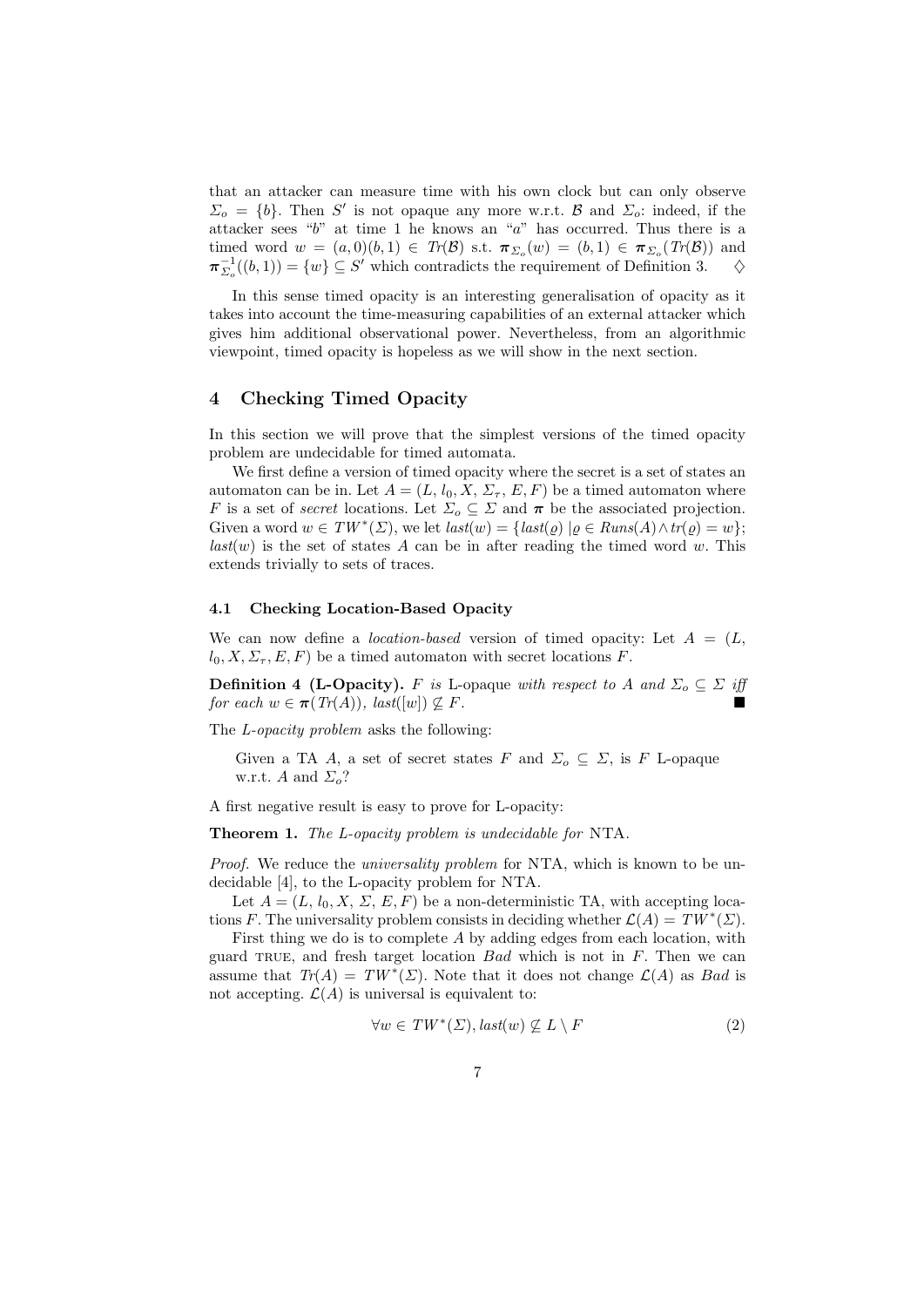that an attacker can measure time with his own clock but can only observe $\Sigma_o = \{b\}$. Then $S'$ is not opaque any more w.r.t. $\mathcal{B}$ and $\Sigma_o$: indeed, if the attacker sees "$b$" at time 1 he knows an "$a$" has occurred. Thus there is a timed word $w = (a, 0)(b, 1) \in \mathit{Tr}(\mathcal{B})$ s.t. $\boldsymbol{\pi}_{\Sigma_o}(w) = (b, 1) \in \boldsymbol{\pi}_{\Sigma_o}(\mathit{Tr}(\mathcal{B}))$ and $\boldsymbol{\pi}_{\Sigma_o}^{-1}((b, 1)) = \{w\} \subseteq S'$ which contradicts the requirement of Definition 3. $\diamondsuit$

In this sense timed opacity is an interesting generalisation of opacity as it takes into account the time-measuring capabilities of an external attacker which gives him additional observational power. Nevertheless, from an algorithmic viewpoint, timed opacity is hopeless as we will show in the next section.

## 4 Checking Timed Opacity

In this section we will prove that the simplest versions of the timed opacity problem are undecidable for timed automata.

We first define a version of timed opacity where the secret is a set of states an automaton can be in. Let $A = (L, l_0, X, \Sigma_\tau, E, F)$ be a timed automaton where $F$ is a set of *secret* locations. Let $\Sigma_o \subseteq \Sigma$ and $\boldsymbol{\pi}$ be the associated projection. Given a word $w \in TW^*(\Sigma)$, we let $\mathit{last}(w) = \{\mathit{last}(\varrho) \mid \varrho \in \mathit{Runs}(A) \wedge \mathit{tr}(\varrho) = w\}$; $\mathit{last}(w)$ is the set of states $A$ can be in after reading the timed word $w$. This extends trivially to sets of traces.

### 4.1 Checking Location-Based Opacity

We can now define a *location-based* version of timed opacity: Let $A = (L, l_0, X, \Sigma_\tau, E, F)$ be a timed automaton with secret locations $F$.

**Definition 4 (L-Opacity).** *$F$ is* L-opaque *with respect to $A$ and $\Sigma_o \subseteq \Sigma$ iff for each $w \in \boldsymbol{\pi}(\mathit{Tr}(A))$, $\mathit{last}([w]) \not\subseteq F$.* ■

The *L-opacity problem* asks the following:

> Given a TA $A$, a set of secret states $F$ and $\Sigma_o \subseteq \Sigma$, is $F$ L-opaque w.r.t. $A$ and $\Sigma_o$?

A first negative result is easy to prove for L-opacity:

**Theorem 1.** *The L-opacity problem is undecidable for* NTA.

*Proof.* We reduce the *universality problem* for NTA, which is known to be undecidable [4], to the L-opacity problem for NTA.

Let $A = (L, l_0, X, \Sigma, E, F)$ be a non-deterministic TA, with accepting locations $F$. The universality problem consists in deciding whether $\mathcal{L}(A) = TW^*(\Sigma)$.

First thing we do is to complete $A$ by adding edges from each location, with guard TRUE, and fresh target location *Bad* which is not in $F$. Then we can assume that $\mathit{Tr}(A) = TW^*(\Sigma)$. Note that it does not change $\mathcal{L}(A)$ as *Bad* is not accepting. $\mathcal{L}(A)$ is universal is equivalent to:

$$\forall w \in TW^*(\Sigma), \mathit{last}(w) \not\subseteq L \setminus F \tag{2}$$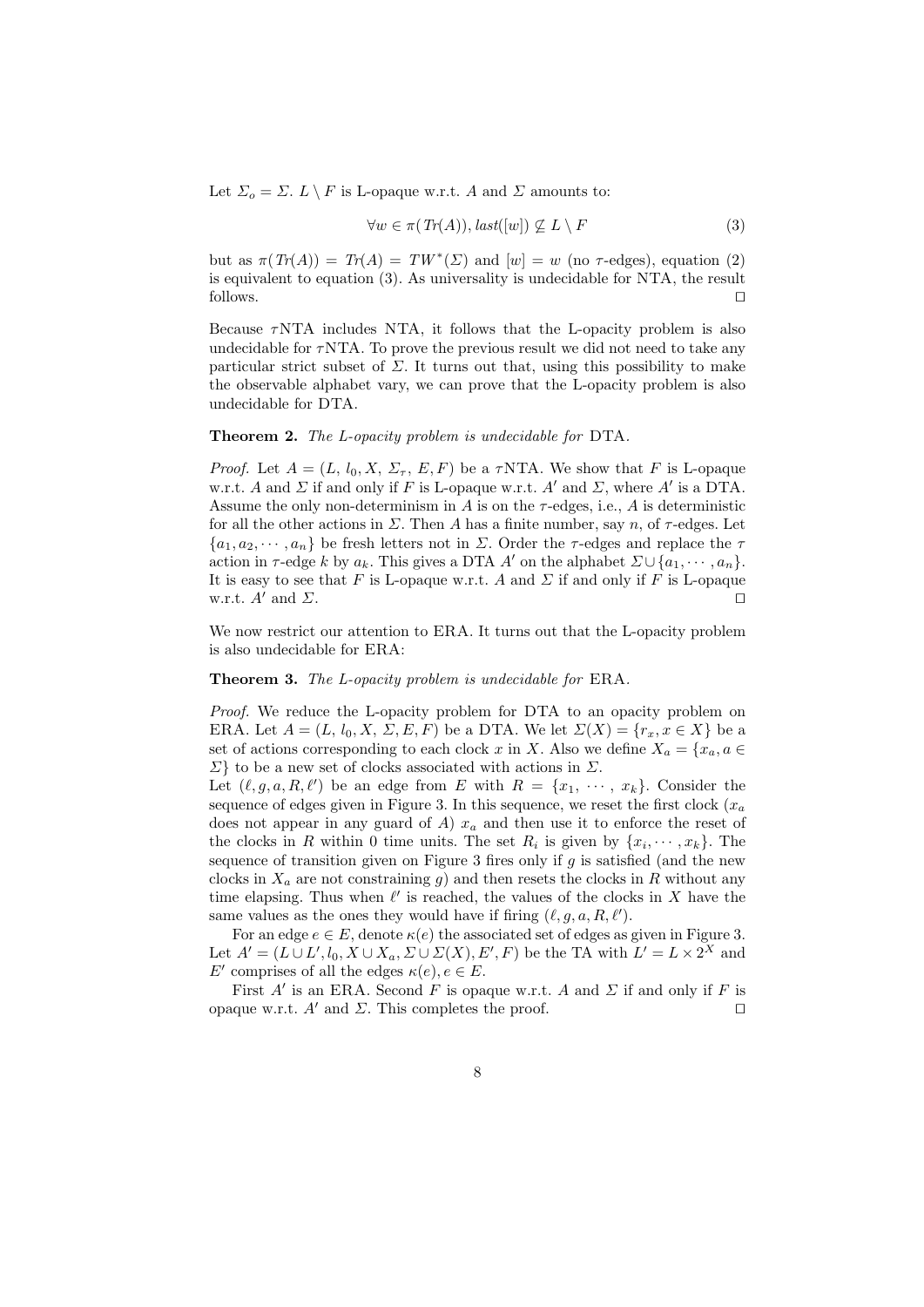Let $\Sigma_o = \Sigma$. $L \setminus F$ is L-opaque w.r.t. $A$ and $\Sigma$ amounts to:

$$\forall w \in \pi(Tr(A)), last([w]) \not\subseteq L \setminus F \tag{3}$$

but as $\pi(Tr(A)) = Tr(A) = TW^*(\Sigma)$ and $[w] = w$ (no $\tau$-edges), equation (2) is equivalent to equation (3). As universality is undecidable for NTA, the result follows. $\square$

Because $\tau$NTA includes NTA, it follows that the L-opacity problem is also undecidable for $\tau$NTA. To prove the previous result we did not need to take any particular strict subset of $\Sigma$. It turns out that, using this possibility to make the observable alphabet vary, we can prove that the L-opacity problem is also undecidable for DTA.

**Theorem 2.** *The L-opacity problem is undecidable for* DTA.

*Proof.* Let $A = (L, l_0, X, \Sigma_\tau, E, F)$ be a $\tau$NTA. We show that $F$ is L-opaque w.r.t. $A$ and $\Sigma$ if and only if $F$ is L-opaque w.r.t. $A'$ and $\Sigma$, where $A'$ is a DTA. Assume the only non-determinism in $A$ is on the $\tau$-edges, i.e., $A$ is deterministic for all the other actions in $\Sigma$. Then $A$ has a finite number, say $n$, of $\tau$-edges. Let $\{a_1, a_2, \cdots, a_n\}$ be fresh letters not in $\Sigma$. Order the $\tau$-edges and replace the $\tau$ action in $\tau$-edge $k$ by $a_k$. This gives a DTA $A'$ on the alphabet $\Sigma \cup \{a_1, \cdots, a_n\}$. It is easy to see that $F$ is L-opaque w.r.t. $A$ and $\Sigma$ if and only if $F$ is L-opaque w.r.t. $A'$ and $\Sigma$. $\square$

We now restrict our attention to ERA. It turns out that the L-opacity problem is also undecidable for ERA:

**Theorem 3.** *The L-opacity problem is undecidable for* ERA.

*Proof.* We reduce the L-opacity problem for DTA to an opacity problem on ERA. Let $A = (L, l_0, X, \Sigma, E, F)$ be a DTA. We let $\Sigma(X) = \{r_x, x \in X\}$ be a set of actions corresponding to each clock $x$ in $X$. Also we define $X_a = \{x_a, a \in \Sigma\}$ to be a new set of clocks associated with actions in $\Sigma$.

Let $(\ell, g, a, R, \ell')$ be an edge from $E$ with $R = \{x_1, \cdots, x_k\}$. Consider the sequence of edges given in Figure 3. In this sequence, we reset the first clock ($x_a$ does not appear in any guard of $A$) $x_a$ and then use it to enforce the reset of the clocks in $R$ within 0 time units. The set $R_i$ is given by $\{x_i, \cdots, x_k\}$. The sequence of transition given on Figure 3 fires only if $g$ is satisfied (and the new clocks in $X_a$ are not constraining $g$) and then resets the clocks in $R$ without any time elapsing. Thus when $\ell'$ is reached, the values of the clocks in $X$ have the same values as the ones they would have if firing $(\ell, g, a, R, \ell')$.

For an edge $e \in E$, denote $\kappa(e)$ the associated set of edges as given in Figure 3. Let $A' = (L \cup L', l_0, X \cup X_a, \Sigma \cup \Sigma(X), E', F)$ be the TA with $L' = L \times 2^X$ and $E'$ comprises of all the edges $\kappa(e), e \in E$.

First $A'$ is an ERA. Second $F$ is opaque w.r.t. $A$ and $\Sigma$ if and only if $F$ is opaque w.r.t. $A'$ and $\Sigma$. This completes the proof. $\square$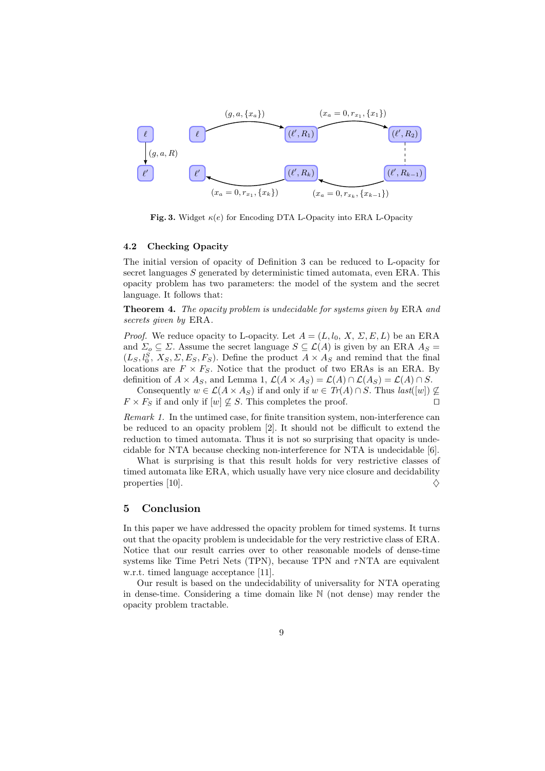**Fig. 3.** Widget $\kappa(e)$ for Encoding DTA L-Opacity into ERA L-Opacity

### 4.2 Checking Opacity

The initial version of opacity of Definition 3 can be reduced to L-opacity for secret languages $S$ generated by deterministic timed automata, even ERA. This opacity problem has two parameters: the model of the system and the secret language. It follows that:

**Theorem 4.** *The opacity problem is undecidable for systems given by* ERA *and secrets given by* ERA.

*Proof.* We reduce opacity to L-opacity. Let $A = (L, l_0, X, \Sigma, E, L)$ be an ERA and $\Sigma_o \subseteq \Sigma$. Assume the secret language $S \subseteq \mathcal{L}(A)$ is given by an ERA $A_S = (L_S, l_0^S, X_S, \Sigma, E_S, F_S)$. Define the product $A \times A_S$ and remind that the final locations are $F \times F_S$. Notice that the product of two ERAs is an ERA. By definition of $A \times A_S$, and Lemma 1, $\mathcal{L}(A \times A_S) = \mathcal{L}(A) \cap \mathcal{L}(A_S) = \mathcal{L}(A) \cap S$.

Consequently $w \in \mathcal{L}(A \times A_S)$ if and only if $w \in Tr(A) \cap S$. Thus $last([w]) \not\subseteq F \times F_S$ if and only if $[w] \not\subseteq S$. This completes the proof. $\square$

*Remark 1.* In the untimed case, for finite transition system, non-interference can be reduced to an opacity problem [2]. It should not be difficult to extend the reduction to timed automata. Thus it is not so surprising that opacity is undecidable for NTA because checking non-interference for NTA is undecidable [6].

What is surprising is that this result holds for very restrictive classes of timed automata like ERA, which usually have very nice closure and decidability properties [10]. $\diamondsuit$

## 5 Conclusion

In this paper we have addressed the opacity problem for timed systems. It turns out that the opacity problem is undecidable for the very restrictive class of ERA. Notice that our result carries over to other reasonable models of dense-time systems like Time Petri Nets (TPN), because TPN and $\tau$NTA are equivalent w.r.t. timed language acceptance [11].

Our result is based on the undecidability of universality for NTA operating in dense-time. Considering a time domain like $\mathbb{N}$ (not dense) may render the opacity problem tractable.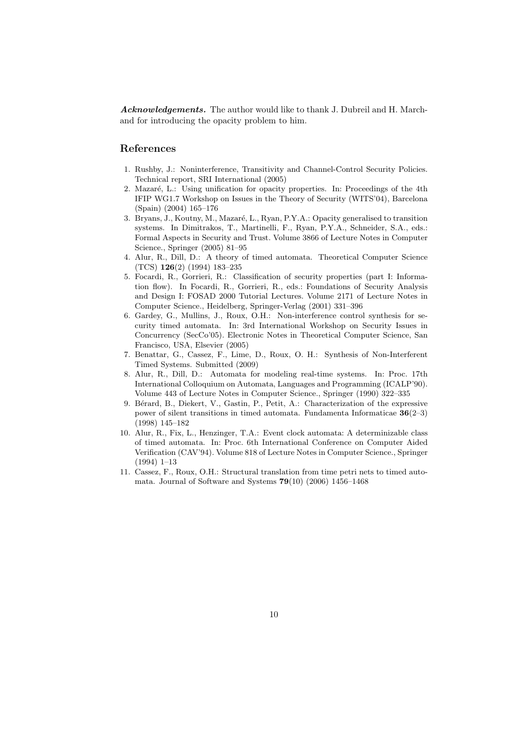***Acknowledgements.*** The author would like to thank J. Dubreil and H. Marchand for introducing the opacity problem to him.

## References

1. Rushby, J.: Noninterference, Transitivity and Channel-Control Security Policies. Technical report, SRI International (2005)
2. Mazaré, L.: Using unification for opacity properties. In: Proceedings of the 4th IFIP WG1.7 Workshop on Issues in the Theory of Security (WITS'04), Barcelona (Spain) (2004) 165–176
3. Bryans, J., Koutny, M., Mazaré, L., Ryan, P.Y.A.: Opacity generalised to transition systems. In Dimitrakos, T., Martinelli, F., Ryan, P.Y.A., Schneider, S.A., eds.: Formal Aspects in Security and Trust. Volume 3866 of Lecture Notes in Computer Science., Springer (2005) 81–95
4. Alur, R., Dill, D.: A theory of timed automata. Theoretical Computer Science (TCS) **126**(2) (1994) 183–235
5. Focardi, R., Gorrieri, R.: Classification of security properties (part I: Information flow). In Focardi, R., Gorrieri, R., eds.: Foundations of Security Analysis and Design I: FOSAD 2000 Tutorial Lectures. Volume 2171 of Lecture Notes in Computer Science., Heidelberg, Springer-Verlag (2001) 331–396
6. Gardey, G., Mullins, J., Roux, O.H.: Non-interference control synthesis for security timed automata. In: 3rd International Workshop on Security Issues in Concurrency (SecCo'05). Electronic Notes in Theoretical Computer Science, San Francisco, USA, Elsevier (2005)
7. Benattar, G., Cassez, F., Lime, D., Roux, O. H.: Synthesis of Non-Interferent Timed Systems. Submitted (2009)
8. Alur, R., Dill, D.: Automata for modeling real-time systems. In: Proc. 17th International Colloquium on Automata, Languages and Programming (ICALP'90). Volume 443 of Lecture Notes in Computer Science., Springer (1990) 322–335
9. Bérard, B., Diekert, V., Gastin, P., Petit, A.: Characterization of the expressive power of silent transitions in timed automata. Fundamenta Informaticae **36**(2–3) (1998) 145–182
10. Alur, R., Fix, L., Henzinger, T.A.: Event clock automata: A determinizable class of timed automata. In: Proc. 6th International Conference on Computer Aided Verification (CAV'94). Volume 818 of Lecture Notes in Computer Science., Springer (1994) 1–13
11. Cassez, F., Roux, O.H.: Structural translation from time petri nets to timed automata. Journal of Software and Systems **79**(10) (2006) 1456–1468